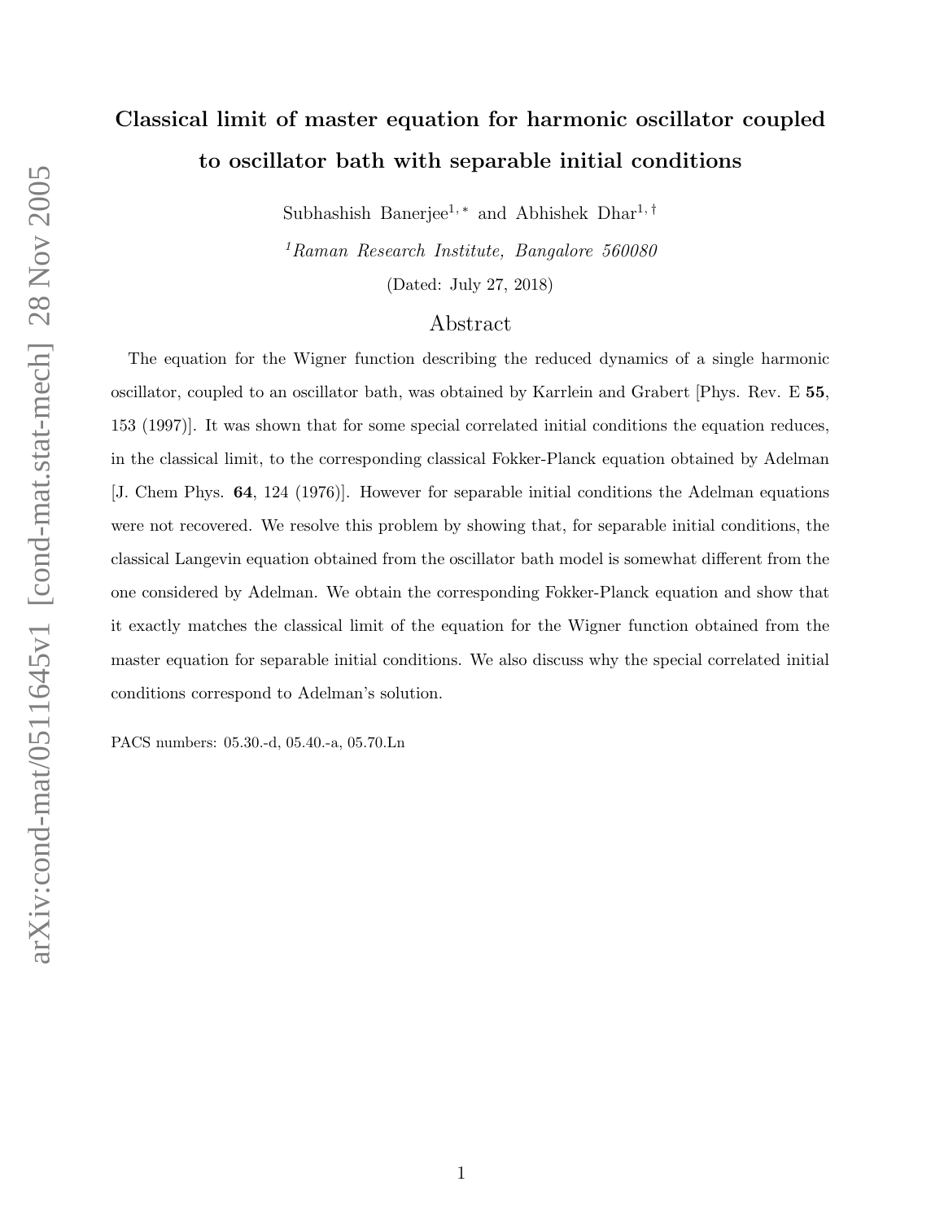# Classical limit of master equation for harmonic oscillator coupled to oscillator bath with separable initial conditions

Subhashish Banerjee[1,*] and Abhishek Dhar[1,†]

[1] *Raman Research Institute, Bangalore 560080*

(Dated: July 27, 2018)

## Abstract

The equation for the Wigner function describing the reduced dynamics of a single harmonic oscillator, coupled to an oscillator bath, was obtained by Karrlein and Grabert [Phys. Rev. E **55**, 153 (1997)]. It was shown that for some special correlated initial conditions the equation reduces, in the classical limit, to the corresponding classical Fokker-Planck equation obtained by Adelman [J. Chem Phys. **64**, 124 (1976)]. However for separable initial conditions the Adelman equations were not recovered. We resolve this problem by showing that, for separable initial conditions, the classical Langevin equation obtained from the oscillator bath model is somewhat different from the one considered by Adelman. We obtain the corresponding Fokker-Planck equation and show that it exactly matches the classical limit of the equation for the Wigner function obtained from the master equation for separable initial conditions. We also discuss why the special correlated initial conditions correspond to Adelman's solution.

PACS numbers: 05.30.-d, 05.40.-a, 05.70.Ln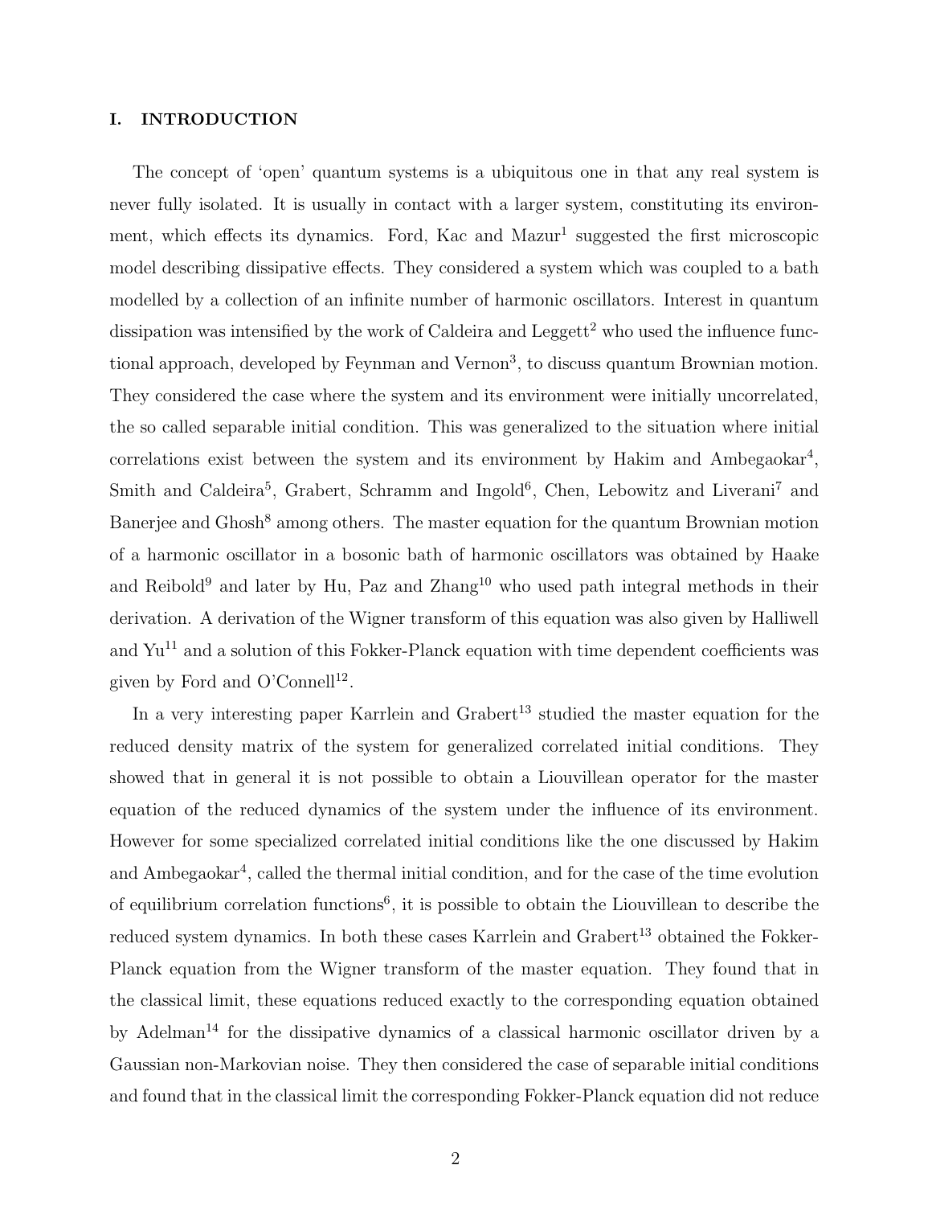## I. INTRODUCTION

The concept of 'open' quantum systems is a ubiquitous one in that any real system is never fully isolated. It is usually in contact with a larger system, constituting its environment, which effects its dynamics. Ford, Kac and Mazur[1] suggested the first microscopic model describing dissipative effects. They considered a system which was coupled to a bath modelled by a collection of an infinite number of harmonic oscillators. Interest in quantum dissipation was intensified by the work of Caldeira and Leggett[2] who used the influence functional approach, developed by Feynman and Vernon[3], to discuss quantum Brownian motion. They considered the case where the system and its environment were initially uncorrelated, the so called separable initial condition. This was generalized to the situation where initial correlations exist between the system and its environment by Hakim and Ambegaokar[4], Smith and Caldeira[5], Grabert, Schramm and Ingold[6], Chen, Lebowitz and Liverani[7] and Banerjee and Ghosh[8] among others. The master equation for the quantum Brownian motion of a harmonic oscillator in a bosonic bath of harmonic oscillators was obtained by Haake and Reibold[9] and later by Hu, Paz and Zhang[10] who used path integral methods in their derivation. A derivation of the Wigner transform of this equation was also given by Halliwell and Yu[11] and a solution of this Fokker-Planck equation with time dependent coefficients was given by Ford and O'Connell[12].

In a very interesting paper Karrlein and Grabert[13] studied the master equation for the reduced density matrix of the system for generalized correlated initial conditions. They showed that in general it is not possible to obtain a Liouvillean operator for the master equation of the reduced dynamics of the system under the influence of its environment. However for some specialized correlated initial conditions like the one discussed by Hakim and Ambegaokar[4], called the thermal initial condition, and for the case of the time evolution of equilibrium correlation functions[6], it is possible to obtain the Liouvillean to describe the reduced system dynamics. In both these cases Karrlein and Grabert[13] obtained the Fokker-Planck equation from the Wigner transform of the master equation. They found that in the classical limit, these equations reduced exactly to the corresponding equation obtained by Adelman[14] for the dissipative dynamics of a classical harmonic oscillator driven by a Gaussian non-Markovian noise. They then considered the case of separable initial conditions and found that in the classical limit the corresponding Fokker-Planck equation did not reduce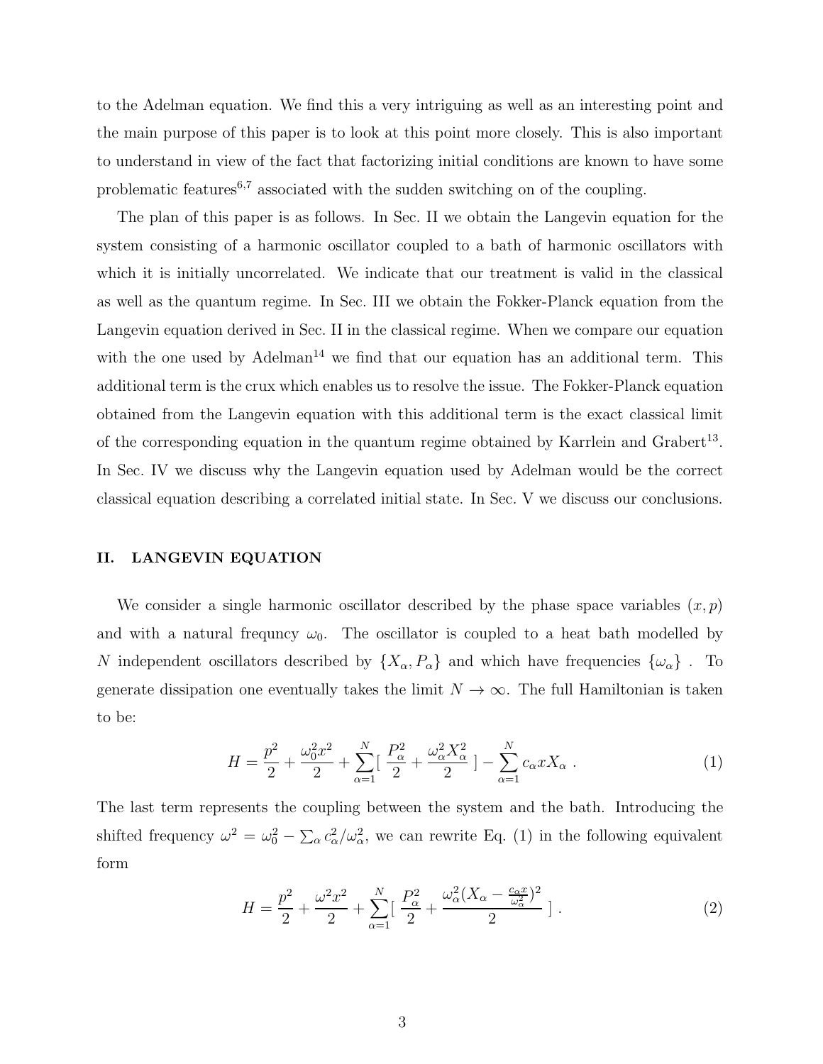to the Adelman equation. We find this a very intriguing as well as an interesting point and the main purpose of this paper is to look at this point more closely. This is also important to understand in view of the fact that factorizing initial conditions are known to have some problematic features[6,7] associated with the sudden switching on of the coupling.

The plan of this paper is as follows. In Sec. II we obtain the Langevin equation for the system consisting of a harmonic oscillator coupled to a bath of harmonic oscillators with which it is initially uncorrelated. We indicate that our treatment is valid in the classical as well as the quantum regime. In Sec. III we obtain the Fokker-Planck equation from the Langevin equation derived in Sec. II in the classical regime. When we compare our equation with the one used by Adelman[14] we find that our equation has an additional term. This additional term is the crux which enables us to resolve the issue. The Fokker-Planck equation obtained from the Langevin equation with this additional term is the exact classical limit of the corresponding equation in the quantum regime obtained by Karrlein and Grabert[13]. In Sec. IV we discuss why the Langevin equation used by Adelman would be the correct classical equation describing a correlated initial state. In Sec. V we discuss our conclusions.

## II. LANGEVIN EQUATION

We consider a single harmonic oscillator described by the phase space variables $(x, p)$ and with a natural frequncy $\omega_0$. The oscillator is coupled to a heat bath modelled by $N$ independent oscillators described by $\{X_\alpha, P_\alpha\}$ and which have frequencies $\{\omega_\alpha\}$ . To generate dissipation one eventually takes the limit $N \to \infty$. The full Hamiltonian is taken to be:

$$H = \frac{p^2}{2} + \frac{\omega_0^2 x^2}{2} + \sum_{\alpha=1}^{N} [\ \frac{P_\alpha^2}{2} + \frac{\omega_\alpha^2 X_\alpha^2}{2}\ ] - \sum_{\alpha=1}^{N} c_\alpha x X_\alpha\ . \tag{1}$$

The last term represents the coupling between the system and the bath. Introducing the shifted frequency $\omega^2 = \omega_0^2 - \sum_\alpha c_\alpha^2/\omega_\alpha^2$, we can rewrite Eq. (1) in the following equivalent form

$$H = \frac{p^2}{2} + \frac{\omega^2 x^2}{2} + \sum_{\alpha=1}^{N} [\ \frac{P_\alpha^2}{2} + \frac{\omega_\alpha^2 (X_\alpha - \frac{c_\alpha x}{\omega_\alpha^2})^2}{2}\ ]\ . \tag{2}$$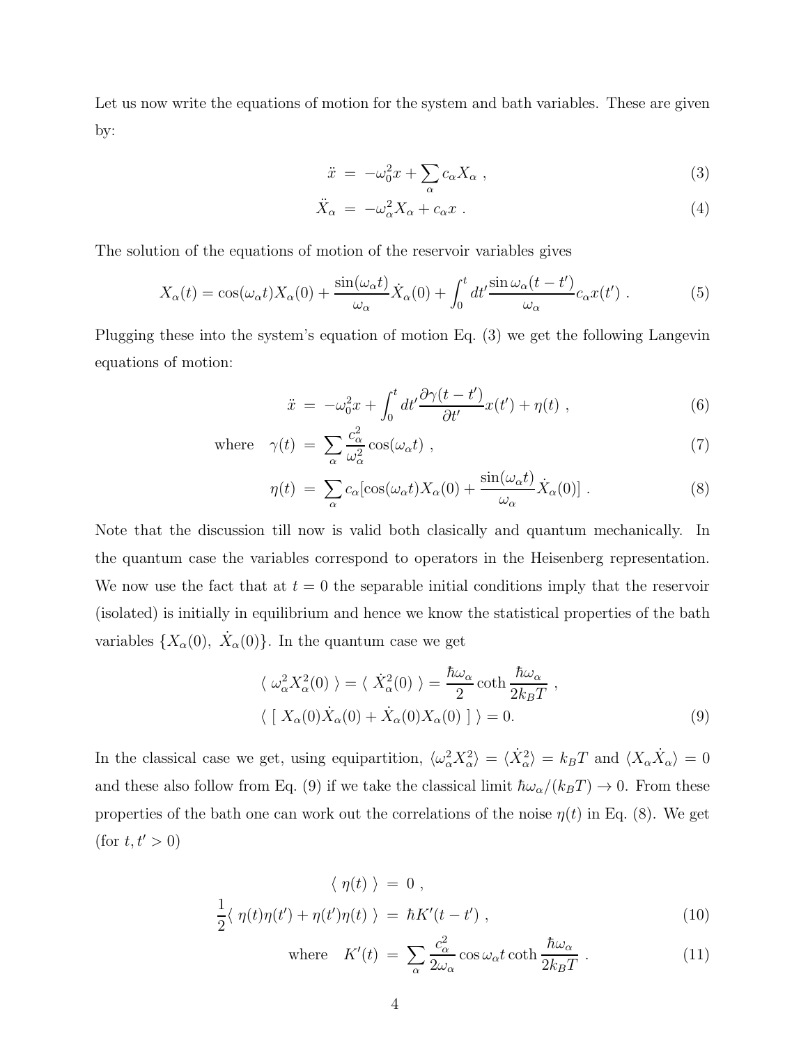Let us now write the equations of motion for the system and bath variables. These are given by:

$$
\begin{aligned}
\ddot{x} &= -\omega_0^2 x + \sum_\alpha c_\alpha X_\alpha \ , &(3)\\
\ddot{X}_\alpha &= -\omega_\alpha^2 X_\alpha + c_\alpha x \ . &(4)
\end{aligned}
$$

The solution of the equations of motion of the reservoir variables gives

$$
X_\alpha(t) = \cos(\omega_\alpha t) X_\alpha(0) + \frac{\sin(\omega_\alpha t)}{\omega_\alpha}\dot{X}_\alpha(0) + \int_0^t dt' \frac{\sin \omega_\alpha (t-t')}{\omega_\alpha} c_\alpha x(t') \ . \tag{5}
$$

Plugging these into the system's equation of motion Eq. (3) we get the following Langevin equations of motion:

$$
\begin{aligned}
\ddot{x} &= -\omega_0^2 x + \int_0^t dt' \frac{\partial \gamma(t-t')}{\partial t'} x(t') + \eta(t) \ , &(6)\\
\text{where} \quad \gamma(t) &= \sum_\alpha \frac{c_\alpha^2}{\omega_\alpha^2} \cos(\omega_\alpha t) \ , &(7)\\
\eta(t) &= \sum_\alpha c_\alpha [\cos(\omega_\alpha t) X_\alpha(0) + \frac{\sin(\omega_\alpha t)}{\omega_\alpha} \dot{X}_\alpha(0)] \ . &(8)
\end{aligned}
$$

Note that the discussion till now is valid both clasically and quantum mechanically. In the quantum case the variables correspond to operators in the Heisenberg representation. We now use the fact that at $t=0$ the separable initial conditions imply that the reservoir (isolated) is initially in equilibrium and hence we know the statistical properties of the bath variables $\{X_\alpha(0),\ \dot{X}_\alpha(0)\}$. In the quantum case we get

$$
\begin{aligned}
&\langle\ \omega_\alpha^2 X_\alpha^2(0)\ \rangle = \langle\ \dot{X}_\alpha^2(0)\ \rangle = \frac{\hbar \omega_\alpha}{2} \coth \frac{\hbar \omega_\alpha}{2 k_B T} \ , \\
&\langle\ [\ X_\alpha(0) \dot{X}_\alpha(0) + \dot{X}_\alpha(0) X_\alpha(0)\ ]\ \rangle = 0. 
\end{aligned} \tag{9}
$$

In the classical case we get, using equipartition, $\langle \omega_\alpha^2 X_\alpha^2 \rangle = \langle \dot{X}_\alpha^2 \rangle = k_B T$ and $\langle X_\alpha \dot{X}_\alpha \rangle = 0$ and these also follow from Eq. (9) if we take the classical limit $\hbar\omega_\alpha/(k_B T) \to 0$. From these properties of the bath one can work out the correlations of the noise $\eta(t)$ in Eq. (8). We get (for $t, t' > 0$)

$$
\begin{aligned}
\langle\ \eta(t)\ \rangle &= 0 \ , \\
\frac{1}{2}\langle\ \eta(t)\eta(t') + \eta(t')\eta(t)\ \rangle &= \hbar K'(t-t') \ , &(10)\\
\text{where} \quad K'(t) &= \sum_\alpha \frac{c_\alpha^2}{2\omega_\alpha} \cos \omega_\alpha t \coth \frac{\hbar \omega_\alpha}{2 k_B T} \ . &(11)
\end{aligned}
$$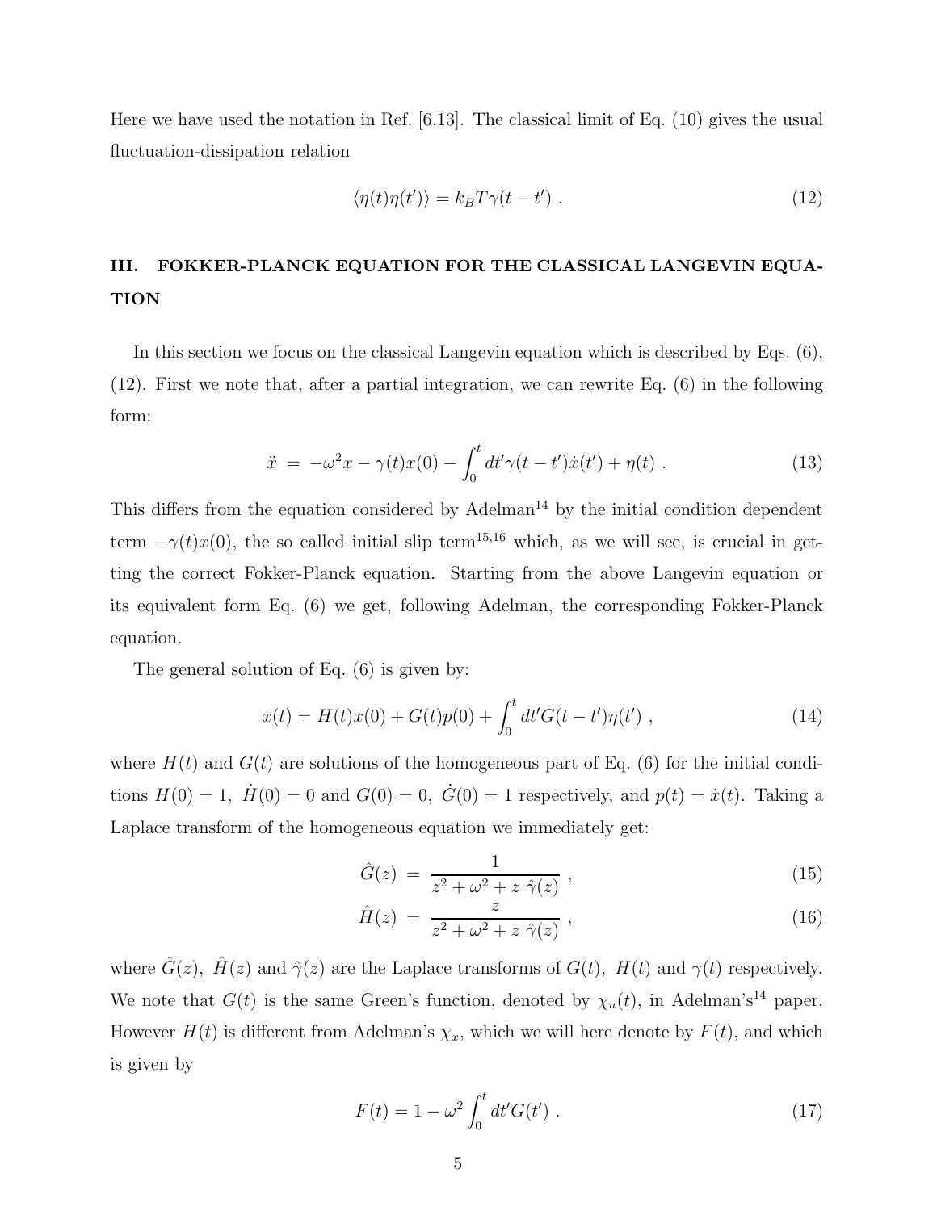Here we have used the notation in Ref. [6,13]. The classical limit of Eq. (10) gives the usual fluctuation-dissipation relation

$$\langle \eta(t)\eta(t')\rangle = k_B T \gamma(t-t') \ . \tag{12}$$

## III. FOKKER-PLANCK EQUATION FOR THE CLASSICAL LANGEVIN EQUATION

In this section we focus on the classical Langevin equation which is described by Eqs. (6), (12). First we note that, after a partial integration, we can rewrite Eq. (6) in the following form:

$$\ddot{x} \ = \ -\omega^2 x - \gamma(t)x(0) - \int_0^t dt' \gamma(t-t')\dot{x}(t') + \eta(t) \ . \tag{13}$$

This differs from the equation considered by Adelman[14] by the initial condition dependent term $-\gamma(t)x(0)$, the so called initial slip term[15,16] which, as we will see, is crucial in getting the correct Fokker-Planck equation. Starting from the above Langevin equation or its equivalent form Eq. (6) we get, following Adelman, the corresponding Fokker-Planck equation.

The general solution of Eq. (6) is given by:

$$x(t) = H(t)x(0) + G(t)p(0) + \int_0^t dt' G(t-t')\eta(t') \ , \tag{14}$$

where $H(t)$ and $G(t)$ are solutions of the homogeneous part of Eq. (6) for the initial conditions $H(0) = 1, \ \dot{H}(0) = 0$ and $G(0) = 0, \ \dot{G}(0) = 1$ respectively, and $p(t) = \dot{x}(t)$. Taking a Laplace transform of the homogeneous equation we immediately get:

$$\hat{G}(z) \ = \ \frac{1}{z^2 + \omega^2 + z \ \hat{\gamma}(z)} \ , \tag{15}$$

$$\hat{H}(z) \ = \ \frac{z}{z^2 + \omega^2 + z \ \hat{\gamma}(z)} \ , \tag{16}$$

where $\hat{G}(z), \ \hat{H}(z)$ and $\hat{\gamma}(z)$ are the Laplace transforms of $G(t), \ H(t)$ and $\gamma(t)$ respectively. We note that $G(t)$ is the same Green's function, denoted by $\chi_u(t)$, in Adelman's[14] paper. However $H(t)$ is different from Adelman's $\chi_x$, which we will here denote by $F(t)$, and which is given by

$$F(t) = 1 - \omega^2 \int_0^t dt' G(t') \ . \tag{17}$$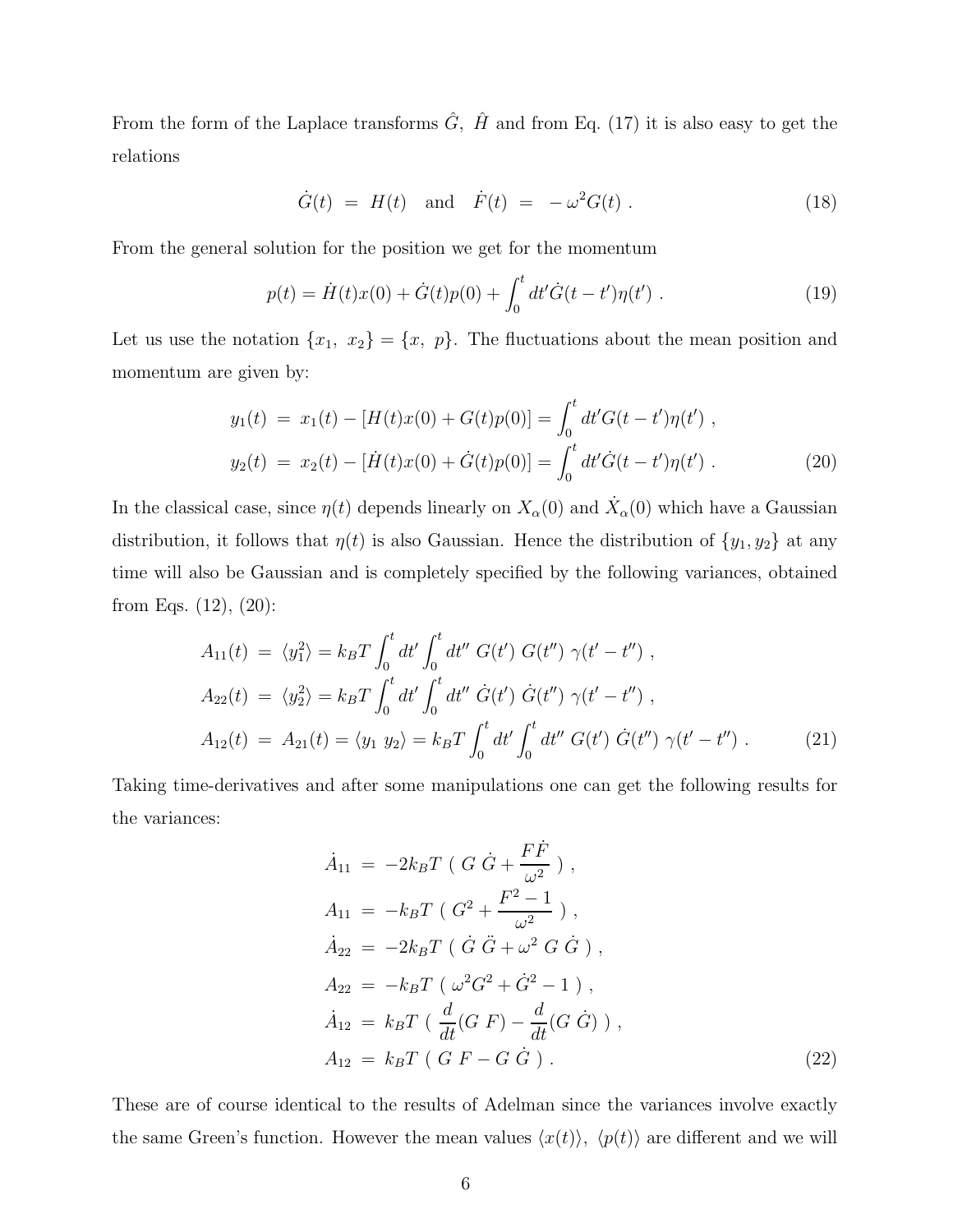From the form of the Laplace transforms $\hat{G},\ \hat{H}$ and from Eq. (17) it is also easy to get the relations

$$\dot{G}(t) \ = \ H(t) \quad \text{and} \quad \dot{F}(t) \ = \ -\,\omega^2 G(t)\ . \tag{18}$$

From the general solution for the position we get for the momentum

$$p(t) = \dot{H}(t)x(0) + \dot{G}(t)p(0) + \int_0^t dt' \dot{G}(t-t')\eta(t')\ . \tag{19}$$

Let us use the notation $\{x_1,\ x_2\} = \{x,\ p\}$. The fluctuations about the mean position and momentum are given by:

$$\begin{aligned} y_1(t) \ &= \ x_1(t) - [H(t)x(0) + G(t)p(0)] = \int_0^t dt' G(t-t')\eta(t')\ , \\ y_2(t) \ &= \ x_2(t) - [\dot{H}(t)x(0) + \dot{G}(t)p(0)] = \int_0^t dt' \dot{G}(t-t')\eta(t')\ . \end{aligned} \tag{20}$$

In the classical case, since $\eta(t)$ depends linearly on $X_\alpha(0)$ and $\dot{X}_\alpha(0)$ which have a Gaussian distribution, it follows that $\eta(t)$ is also Gaussian. Hence the distribution of $\{y_1, y_2\}$ at any time will also be Gaussian and is completely specified by the following variances, obtained from Eqs. (12), (20):

$$\begin{aligned} A_{11}(t) \ &= \ \langle y_1^2 \rangle = k_B T \int_0^t dt' \int_0^t dt''\ G(t')\ G(t'')\ \gamma(t'-t'')\ , \\ A_{22}(t) \ &= \ \langle y_2^2 \rangle = k_B T \int_0^t dt' \int_0^t dt''\ \dot{G}(t')\ \dot{G}(t'')\ \gamma(t'-t'')\ , \\ A_{12}(t) \ &= \ A_{21}(t) = \langle y_1\ y_2 \rangle = k_B T \int_0^t dt' \int_0^t dt''\ G(t')\ \dot{G}(t'')\ \gamma(t'-t'')\ . \end{aligned} \tag{21}$$

Taking time-derivatives and after some manipulations one can get the following results for the variances:

$$\begin{aligned} \dot{A}_{11} \ &= \ -2k_B T\ (\ G\ \dot{G} + \frac{F\dot{F}}{\omega^2}\ )\ , \\ A_{11} \ &= \ -k_B T\ (\ G^2 + \frac{F^2-1}{\omega^2}\ )\ , \\ \dot{A}_{22} \ &= \ -2k_B T\ (\ \dot{G}\ \ddot{G} + \omega^2\ G\ \dot{G}\ )\ , \\ A_{22} \ &= \ -k_B T\ (\ \omega^2 G^2 + \dot{G}^2 - 1\ )\ , \\ \dot{A}_{12} \ &= \ k_B T\ (\ \frac{d}{dt}(G\ F) - \frac{d}{dt}(G\ \dot{G})\ )\ , \\ A_{12} \ &= \ k_B T\ (\ G\ F - G\ \dot{G}\ )\ . \end{aligned} \tag{22}$$

These are of course identical to the results of Adelman since the variances involve exactly the same Green's function. However the mean values $\langle x(t) \rangle,\ \langle p(t) \rangle$ are different and we will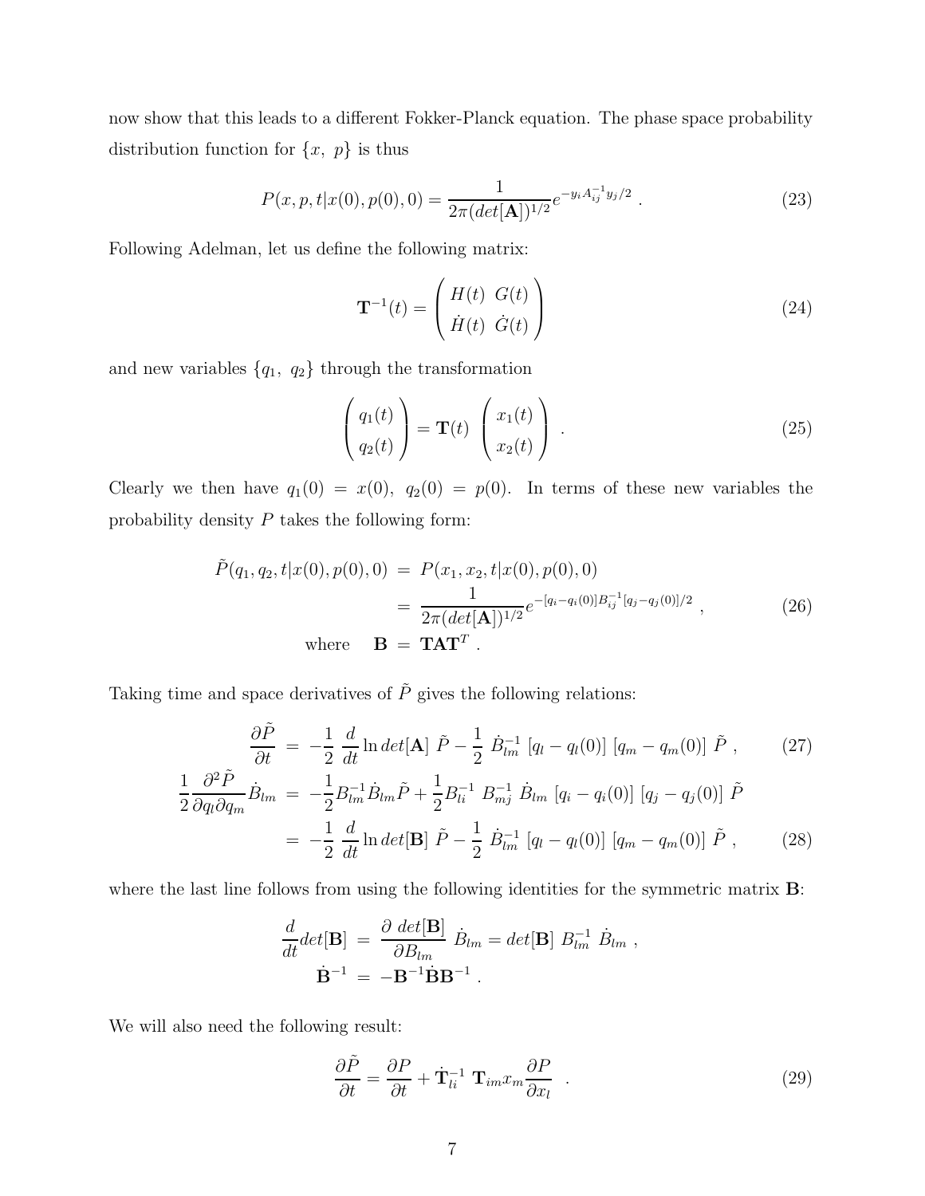now show that this leads to a different Fokker-Planck equation. The phase space probability distribution function for $\{x,\ p\}$ is thus

$$
P(x,p,t|x(0),p(0),0) = \frac{1}{2\pi (det[\mathbf{A}])^{1/2}} e^{-y_i A^{-1}_{ij} y_j/2} \ . \tag{23}
$$

Following Adelman, let us define the following matrix:

$$
\mathbf{T}^{-1}(t) = \begin{pmatrix} H(t) & G(t) \\ \dot{H}(t) & \dot{G}(t) \end{pmatrix} \tag{24}
$$

and new variables $\{q_1,\ q_2\}$ through the transformation

$$
\begin{pmatrix} q_1(t) \\ q_2(t) \end{pmatrix} = \mathbf{T}(t) \ \begin{pmatrix} x_1(t) \\ x_2(t) \end{pmatrix} \ . \tag{25}
$$

Clearly we then have $q_1(0) = x(0),\ q_2(0) = p(0)$. In terms of these new variables the probability density $P$ takes the following form:

$$
\begin{aligned}
\tilde{P}(q_1,q_2,t|x(0),p(0),0) \ &= \ P(x_1,x_2,t|x(0),p(0),0) \\
&= \ \frac{1}{2\pi (det[\mathbf{A}])^{1/2}} e^{-[q_i - q_i(0)] B^{-1}_{ij} [q_j - q_j(0)]/2} \ , \\
\text{where} \quad \mathbf{B} \ &= \ \mathbf{T}\mathbf{A}\mathbf{T}^T \ .
\end{aligned} \tag{26}
$$

Taking time and space derivatives of $\tilde{P}$ gives the following relations:

$$
\frac{\partial \tilde{P}}{\partial t} \ = \ -\frac{1}{2} \ \frac{d}{dt} \ln det[\mathbf{A}] \ \tilde{P} - \frac{1}{2} \ \dot{B}^{-1}_{lm} \ [q_l - q_l(0)] \ [q_m - q_m(0)] \ \tilde{P} \ , \tag{27}
$$

$$
\begin{aligned}
\frac{1}{2} \frac{\partial^2 \tilde{P}}{\partial q_l \partial q_m} \dot{B}_{lm} \ &= \ -\frac{1}{2} B^{-1}_{lm} \dot{B}_{lm} \tilde{P} + \frac{1}{2} B^{-1}_{li} \ B^{-1}_{mj} \ \dot{B}_{lm} \ [q_i - q_i(0)] \ [q_j - q_j(0)] \ \tilde{P} \\
&= \ -\frac{1}{2} \ \frac{d}{dt} \ln det[\mathbf{B}] \ \tilde{P} - \frac{1}{2} \ \dot{B}^{-1}_{lm} \ [q_l - q_l(0)] \ [q_m - q_m(0)] \ \tilde{P} \ ,
\end{aligned} \tag{28}
$$

where the last line follows from using the following identities for the symmetric matrix $\mathbf{B}$:

$$
\begin{aligned}
\frac{d}{dt} det[\mathbf{B}] \ &= \ \frac{\partial \ det[\mathbf{B}]}{\partial B_{lm}} \ \dot{B}_{lm} = det[\mathbf{B}] \ B^{-1}_{lm} \ \dot{B}_{lm} \ , \\
\dot{\mathbf{B}}^{-1} \ &= \ -\mathbf{B}^{-1} \dot{\mathbf{B}} \mathbf{B}^{-1} \ .
\end{aligned}
$$

We will also need the following result:

$$
\frac{\partial \tilde{P}}{\partial t} = \frac{\partial P}{\partial t} + \dot{\mathbf{T}}^{-1}_{li} \ \mathbf{T}_{im} x_m \frac{\partial P}{\partial x_l} \ \ . \tag{29}
$$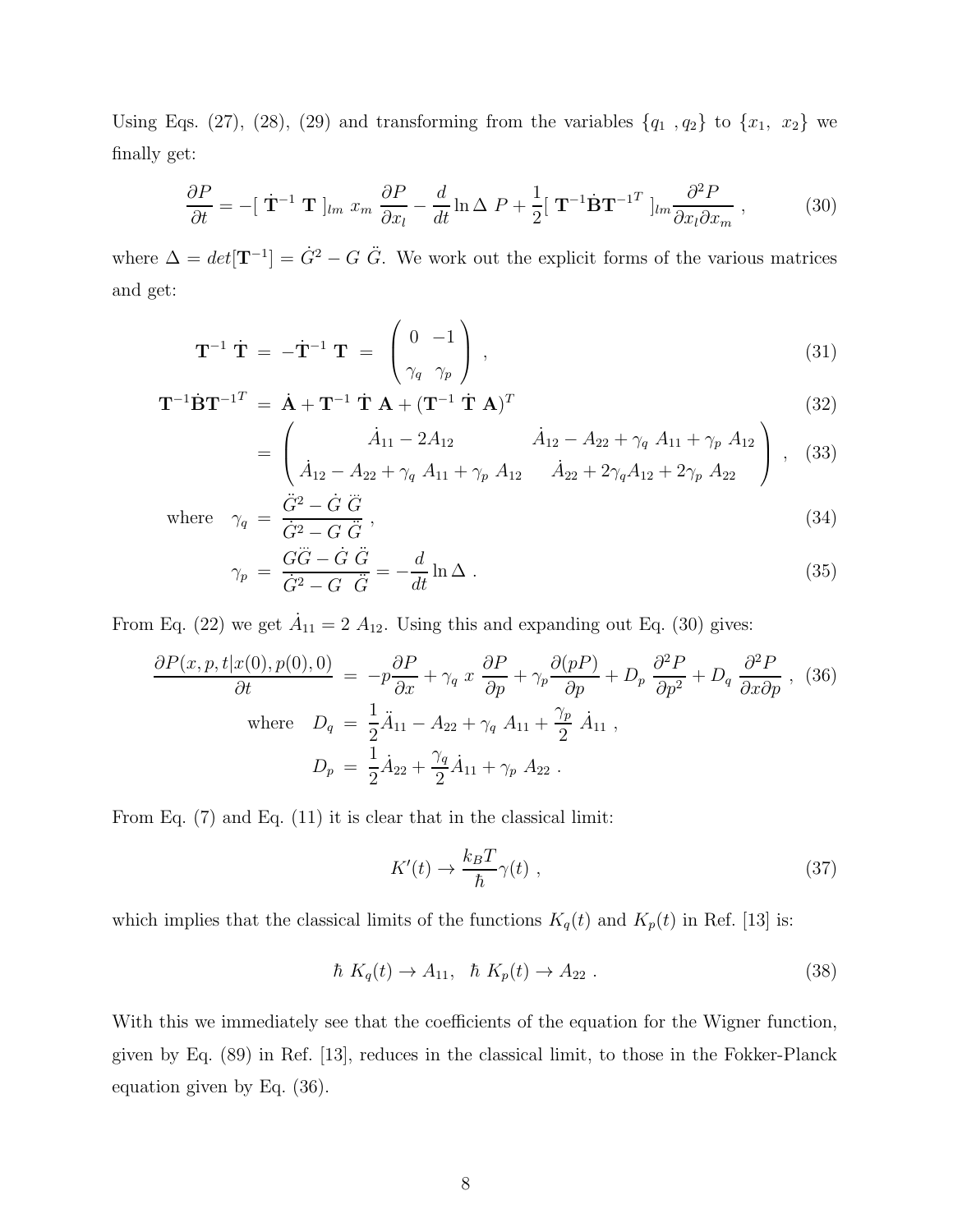Using Eqs. (27), (28), (29) and transforming from the variables $\{q_1\ , q_2\}$ to $\{x_1,\ x_2\}$ we finally get:

$$
\frac{\partial P}{\partial t} = -[\ \dot{\mathbf{T}}^{-1}\ \mathbf{T}\ ]_{lm}\ x_m\ \frac{\partial P}{\partial x_l} - \frac{d}{dt}\ln\Delta\ P + \frac{1}{2}[\ \mathbf{T}^{-1}\dot{\mathbf{B}}\mathbf{T}^{-1^T}\ ]_{lm}\frac{\partial^2 P}{\partial x_l \partial x_m}\ , \tag{30}
$$

where $\Delta = det[\mathbf{T}^{-1}] = \dot{G}^2 - G\ \ddot{G}$. We work out the explicit forms of the various matrices and get:

$$
\mathbf{T}^{-1}\ \dot{\mathbf{T}}\ =\ -\dot{\mathbf{T}}^{-1}\ \mathbf{T}\ =\ \begin{pmatrix} 0 & -1 \\ \gamma_q & \gamma_p \end{pmatrix}\ , \tag{31}
$$

$$
\mathbf{T}^{-1}\dot{\mathbf{B}}\mathbf{T}^{-1^T}\ =\ \dot{\mathbf{A}} + \mathbf{T}^{-1}\ \dot{\mathbf{T}}\ \mathbf{A} + (\mathbf{T}^{-1}\ \dot{\mathbf{T}}\ \mathbf{A})^T \tag{32}
$$

$$
=\ \begin{pmatrix} \dot{A}_{11} - 2A_{12} & \dot{A}_{12} - A_{22} + \gamma_q\ A_{11} + \gamma_p\ A_{12} \\ \dot{A}_{12} - A_{22} + \gamma_q\ A_{11} + \gamma_p\ A_{12} & \dot{A}_{22} + 2\gamma_q A_{12} + 2\gamma_p\ A_{22} \end{pmatrix}\ , \tag{33}
$$

$$
\text{where}\quad \gamma_q\ =\ \frac{\ddot{G}^2 - \dot{G}\ \dddot{G}}{\dot{G}^2 - G\ \ddot{G}}\ , \tag{34}
$$

$$
\gamma_p\ =\ \frac{G\dddot{G} - \dot{G}\ \ddot{G}}{\dot{G}^2 - G\ \ \ddot{G}} = -\frac{d}{dt}\ln\Delta\ . \tag{35}
$$

From Eq. (22) we get $\dot{A}_{11} = 2\ A_{12}$. Using this and expanding out Eq. (30) gives:

$$
\frac{\partial P(x,p,t|x(0),p(0),0)}{\partial t}\ =\ -p\frac{\partial P}{\partial x} + \gamma_q\ x\ \frac{\partial P}{\partial p} + \gamma_p\frac{\partial (pP)}{\partial p} + D_p\ \frac{\partial^2 P}{\partial p^2} + D_q\ \frac{\partial^2 P}{\partial x \partial p}\ , \tag{36}
$$

$$
\text{where}\quad D_q\ =\ \frac{1}{2}\ddot{A}_{11} - A_{22} + \gamma_q\ A_{11} + \frac{\gamma_p}{2}\ \dot{A}_{11}\ ,
$$

$$
D_p\ =\ \frac{1}{2}\dot{A}_{22} + \frac{\gamma_q}{2}\dot{A}_{11} + \gamma_p\ A_{22}\ .
$$

From Eq. (7) and Eq. (11) it is clear that in the classical limit:

$$
K'(t) \rightarrow \frac{k_B T}{\hbar}\gamma(t)\ , \tag{37}
$$

which implies that the classical limits of the functions $K_q(t)$ and $K_p(t)$ in Ref. [13] is:

$$
\hbar\ K_q(t) \rightarrow A_{11},\ \ \hbar\ K_p(t) \rightarrow A_{22}\ . \tag{38}
$$

With this we immediately see that the coefficients of the equation for the Wigner function, given by Eq. (89) in Ref. [13], reduces in the classical limit, to those in the Fokker-Planck equation given by Eq. (36).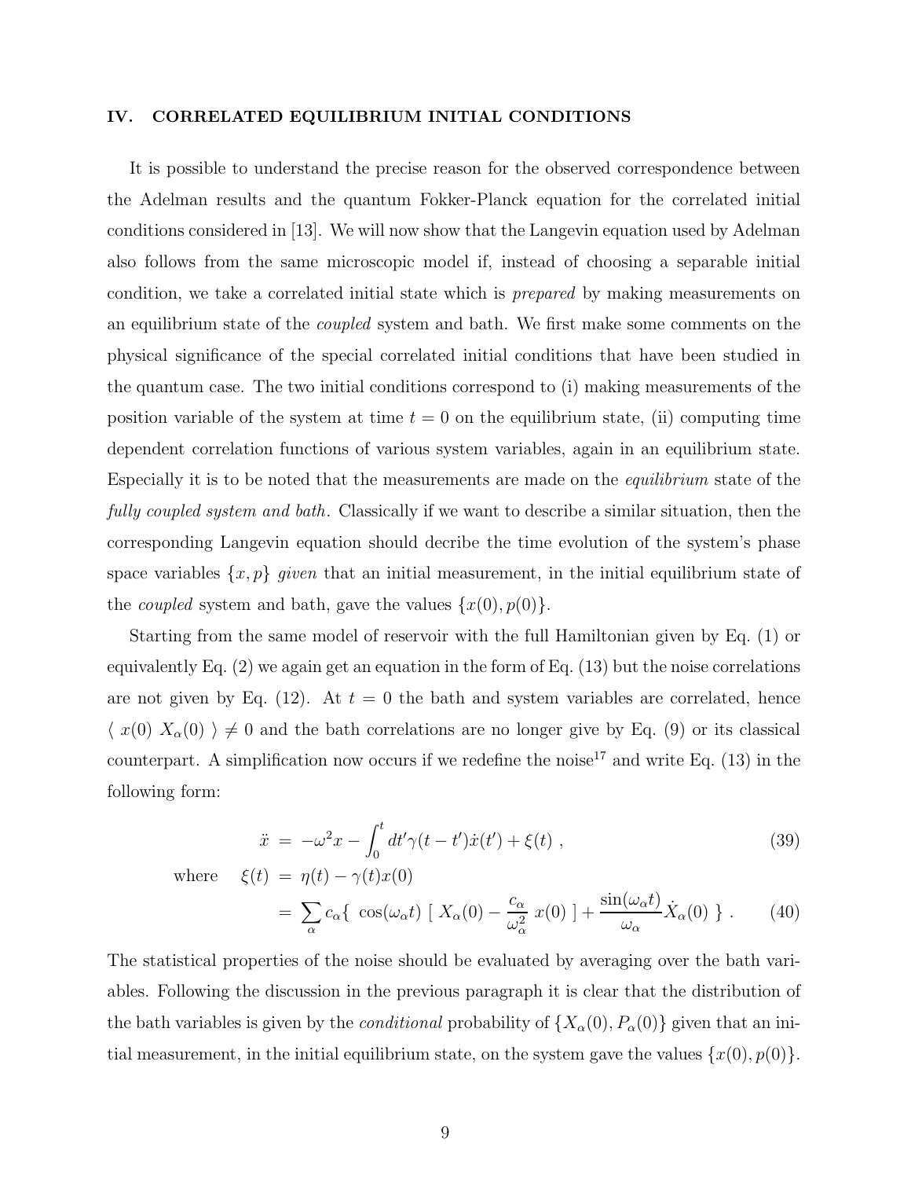## IV. CORRELATED EQUILIBRIUM INITIAL CONDITIONS

It is possible to understand the precise reason for the observed correspondence between the Adelman results and the quantum Fokker-Planck equation for the correlated initial conditions considered in [13]. We will now show that the Langevin equation used by Adelman also follows from the same microscopic model if, instead of choosing a separable initial condition, we take a correlated initial state which is *prepared* by making measurements on an equilibrium state of the *coupled* system and bath. We first make some comments on the physical significance of the special correlated initial conditions that have been studied in the quantum case. The two initial conditions correspond to (i) making measurements of the position variable of the system at time $t = 0$ on the equilibrium state, (ii) computing time dependent correlation functions of various system variables, again in an equilibrium state. Especially it is to be noted that the measurements are made on the *equilibrium* state of the *fully coupled system and bath*. Classically if we want to describe a similar situation, then the corresponding Langevin equation should decribe the time evolution of the system's phase space variables $\{x, p\}$ *given* that an initial measurement, in the initial equilibrium state of the *coupled* system and bath, gave the values $\{x(0), p(0)\}$.

Starting from the same model of reservoir with the full Hamiltonian given by Eq. (1) or equivalently Eq. (2) we again get an equation in the form of Eq. (13) but the noise correlations are not given by Eq. (12). At $t = 0$ the bath and system variables are correlated, hence $\langle\, x(0)\; X_\alpha(0)\,\rangle \neq 0$ and the bath correlations are no longer give by Eq. (9) or its classical counterpart. A simplification now occurs if we redefine the noise[17] and write Eq. (13) in the following form:

$$
\begin{aligned}
\ddot{x} \;&=\; -\omega^2 x - \int_0^t dt' \gamma(t-t')\dot{x}(t') + \xi(t) \;, && (39)\\
\text{where} \quad \xi(t) \;&=\; \eta(t) - \gamma(t)x(0) \\
&=\; \sum_\alpha c_\alpha \{\; \cos(\omega_\alpha t)\; [\; X_\alpha(0) - \frac{c_\alpha}{\omega_\alpha^2}\; x(0)\;] + \frac{\sin(\omega_\alpha t)}{\omega_\alpha}\dot{X}_\alpha(0)\;\} \;. && (40)
\end{aligned}
$$

The statistical properties of the noise should be evaluated by averaging over the bath variables. Following the discussion in the previous paragraph it is clear that the distribution of the bath variables is given by the *conditional* probability of $\{X_\alpha(0), P_\alpha(0)\}$ given that an initial measurement, in the initial equilibrium state, on the system gave the values $\{x(0), p(0)\}$.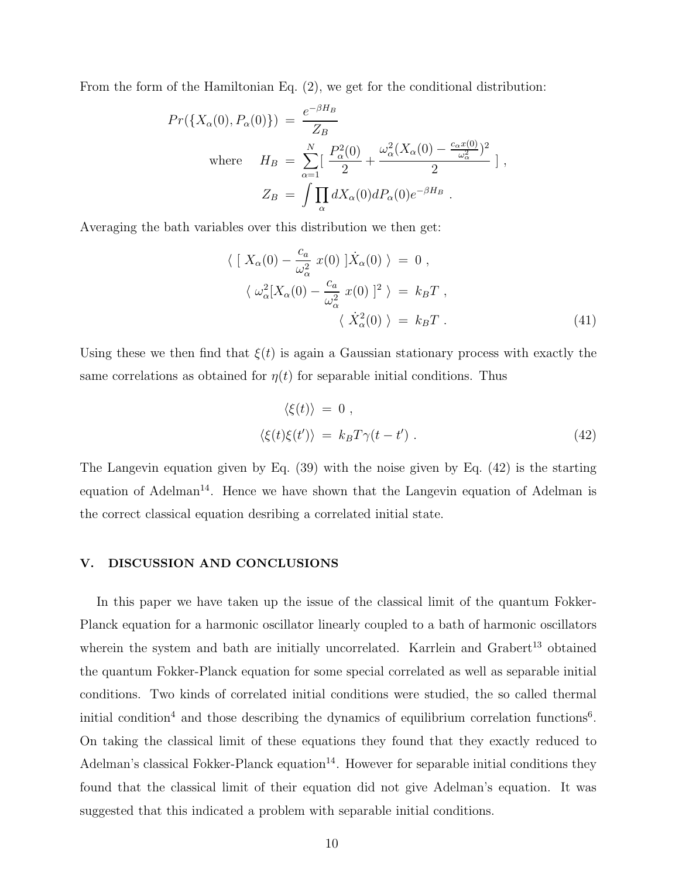From the form of the Hamiltonian Eq. (2), we get for the conditional distribution:

$$
\begin{aligned}
Pr(\{X_\alpha(0), P_\alpha(0)\}) &= \frac{e^{-\beta H_B}}{Z_B} \\
\text{where} \quad H_B &= \sum_{\alpha=1}^{N} [\ \frac{P_\alpha^2(0)}{2} + \frac{\omega_\alpha^2 (X_\alpha(0) - \frac{c_\alpha x(0)}{\omega_\alpha^2})^2}{2}\ ] \ , \\
Z_B &= \int \prod_\alpha dX_\alpha(0) dP_\alpha(0) e^{-\beta H_B} \ .
\end{aligned}
$$

Averaging the bath variables over this distribution we then get:

$$
\begin{aligned}
\langle\ [\ X_\alpha(0) - \frac{c_a}{\omega_\alpha^2}\ x(0)\ ] \dot{X}_\alpha(0)\ \rangle &= 0 \ , \\
\langle\ \omega_\alpha^2 [X_\alpha(0) - \frac{c_a}{\omega_\alpha^2}\ x(0)\ ]^2\ \rangle &= k_B T \ , \\
\langle\ \dot{X}_\alpha^2(0)\ \rangle &= k_B T \ .
\end{aligned} \tag{41}
$$

Using these we then find that $\xi(t)$ is again a Gaussian stationary process with exactly the same correlations as obtained for $\eta(t)$ for separable initial conditions. Thus

$$
\begin{aligned}
\langle \xi(t) \rangle &= 0 \ , \\
\langle \xi(t) \xi(t') \rangle &= k_B T \gamma(t - t') \ .
\end{aligned} \tag{42}
$$

The Langevin equation given by Eq. (39) with the noise given by Eq. (42) is the starting equation of Adelman[14]. Hence we have shown that the Langevin equation of Adelman is the correct classical equation desribing a correlated initial state.

## V. DISCUSSION AND CONCLUSIONS

In this paper we have taken up the issue of the classical limit of the quantum Fokker-Planck equation for a harmonic oscillator linearly coupled to a bath of harmonic oscillators wherein the system and bath are initially uncorrelated. Karrlein and Grabert[13] obtained the quantum Fokker-Planck equation for some special correlated as well as separable initial conditions. Two kinds of correlated initial conditions were studied, the so called thermal initial condition[4] and those describing the dynamics of equilibrium correlation functions[6]. On taking the classical limit of these equations they found that they exactly reduced to Adelman's classical Fokker-Planck equation[14]. However for separable initial conditions they found that the classical limit of their equation did not give Adelman's equation. It was suggested that this indicated a problem with separable initial conditions.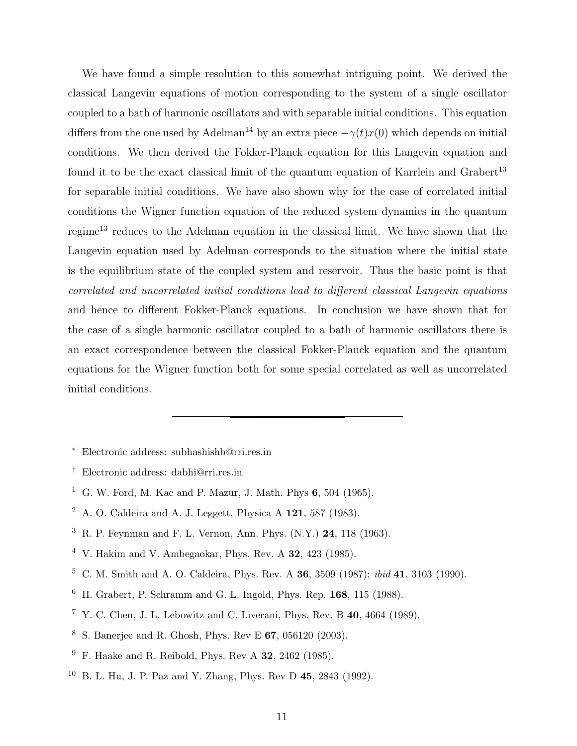We have found a simple resolution to this somewhat intriguing point. We derived the classical Langevin equations of motion corresponding to the system of a single oscillator coupled to a bath of harmonic oscillators and with separable initial conditions. This equation differs from the one used by Adelman[14] by an extra piece $-\gamma(t)x(0)$ which depends on initial conditions. We then derived the Fokker-Planck equation for this Langevin equation and found it to be the exact classical limit of the quantum equation of Karrlein and Grabert[13] for separable initial conditions. We have also shown why for the case of correlated initial conditions the Wigner function equation of the reduced system dynamics in the quantum regime[13] reduces to the Adelman equation in the classical limit. We have shown that the Langevin equation used by Adelman corresponds to the situation where the initial state is the equilibrium state of the coupled system and reservoir. Thus the basic point is that *correlated and uncorrelated initial conditions lead to different classical Langevin equations* and hence to different Fokker-Planck equations. In conclusion we have shown that for the case of a single harmonic oscillator coupled to a bath of harmonic oscillators there is an exact correspondence between the classical Fokker-Planck equation and the quantum equations for the Wigner function both for some special correlated as well as uncorrelated initial conditions.

---

[*] Electronic address: subhashishb@rri.res.in

[†] Electronic address: dabhi@rri.res.in

[1] G. W. Ford, M. Kac and P. Mazur, J. Math. Phys **6**, 504 (1965).

[2] A. O. Caldeira and A. J. Leggett, Physica A **121**, 587 (1983).

[3] R. P. Feynman and F. L. Vernon, Ann. Phys. (N.Y.) **24**, 118 (1963).

[4] V. Hakim and V. Ambegaokar, Phys. Rev. A **32**, 423 (1985).

[5] C. M. Smith and A. O. Caldeira, Phys. Rev. A **36**, 3509 (1987); *ibid* **41**, 3103 (1990).

[6] H. Grabert, P. Schramm and G. L. Ingold, Phys. Rep. **168**, 115 (1988).

[7] Y.-C. Chen, J. L. Lebowitz and C. Liverani, Phys. Rev. B **40**, 4664 (1989).

[8] S. Banerjee and R. Ghosh, Phys. Rev E **67**, 056120 (2003).

[9] F. Haake and R. Reibold, Phys. Rev A **32**, 2462 (1985).

[10] B. L. Hu, J. P. Paz and Y. Zhang, Phys. Rev D **45**, 2843 (1992).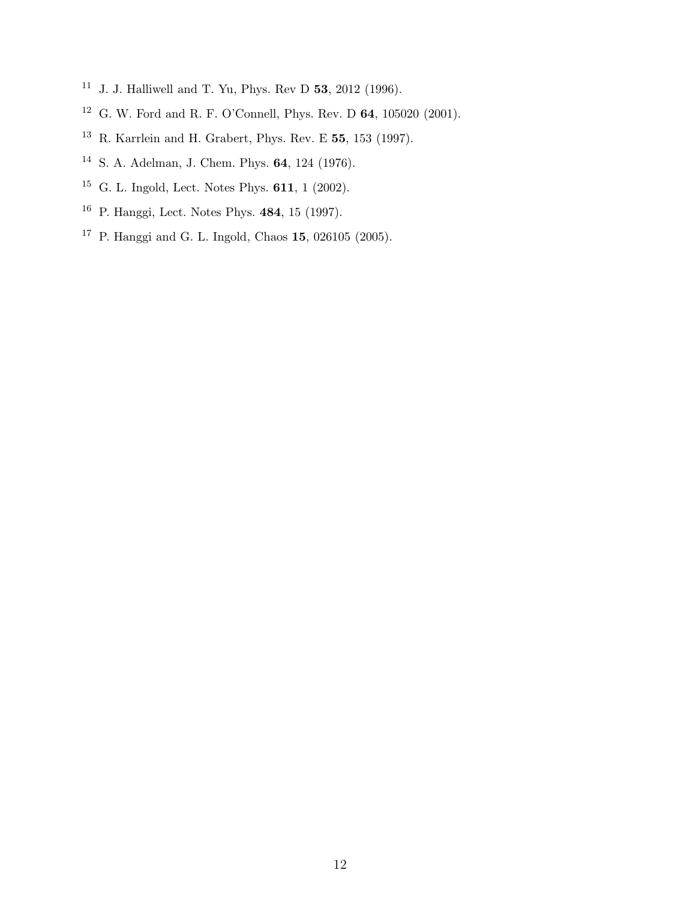[11] J. J. Halliwell and T. Yu, Phys. Rev D **53**, 2012 (1996).

[12] G. W. Ford and R. F. O'Connell, Phys. Rev. D **64**, 105020 (2001).

[13] R. Karrlein and H. Grabert, Phys. Rev. E **55**, 153 (1997).

[14] S. A. Adelman, J. Chem. Phys. **64**, 124 (1976).

[15] G. L. Ingold, Lect. Notes Phys. **611**, 1 (2002).

[16] P. Hanggi, Lect. Notes Phys. **484**, 15 (1997).

[17] P. Hanggi and G. L. Ingold, Chaos **15**, 026105 (2005).